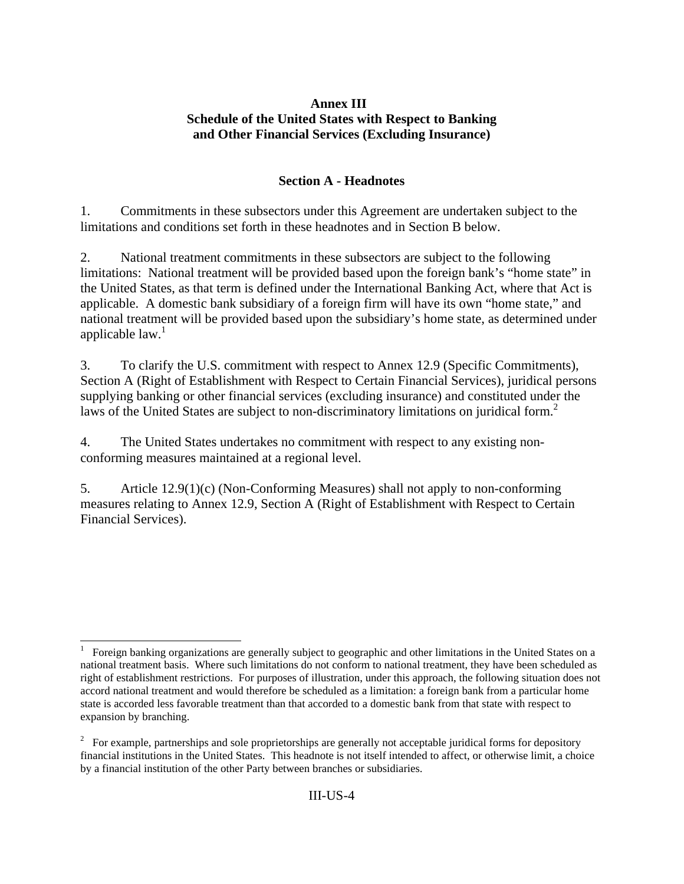# Annex III
## Schedule of the United States with Respect to Banking and Other Financial Services (Excluding Insurance)

### Section A - Headnotes

1. Commitments in these subsectors under this Agreement are undertaken subject to the limitations and conditions set forth in these headnotes and in Section B below.

2. National treatment commitments in these subsectors are subject to the following limitations: National treatment will be provided based upon the foreign bank's "home state" in the United States, as that term is defined under the International Banking Act, where that Act is applicable. A domestic bank subsidiary of a foreign firm will have its own "home state," and national treatment will be provided based upon the subsidiary's home state, as determined under applicable law.[1]

3. To clarify the U.S. commitment with respect to Annex 12.9 (Specific Commitments), Section A (Right of Establishment with Respect to Certain Financial Services), juridical persons supplying banking or other financial services (excluding insurance) and constituted under the laws of the United States are subject to non-discriminatory limitations on juridical form.[2]

4. The United States undertakes no commitment with respect to any existing non-conforming measures maintained at a regional level.

5. Article 12.9(1)(c) (Non-Conforming Measures) shall not apply to non-conforming measures relating to Annex 12.9, Section A (Right of Establishment with Respect to Certain Financial Services).

---

[1] Foreign banking organizations are generally subject to geographic and other limitations in the United States on a national treatment basis. Where such limitations do not conform to national treatment, they have been scheduled as right of establishment restrictions. For purposes of illustration, under this approach, the following situation does not accord national treatment and would therefore be scheduled as a limitation: a foreign bank from a particular home state is accorded less favorable treatment than that accorded to a domestic bank from that state with respect to expansion by branching.

[2] For example, partnerships and sole proprietorships are generally not acceptable juridical forms for depository financial institutions in the United States. This headnote is not itself intended to affect, or otherwise limit, a choice by a financial institution of the other Party between branches or subsidiaries.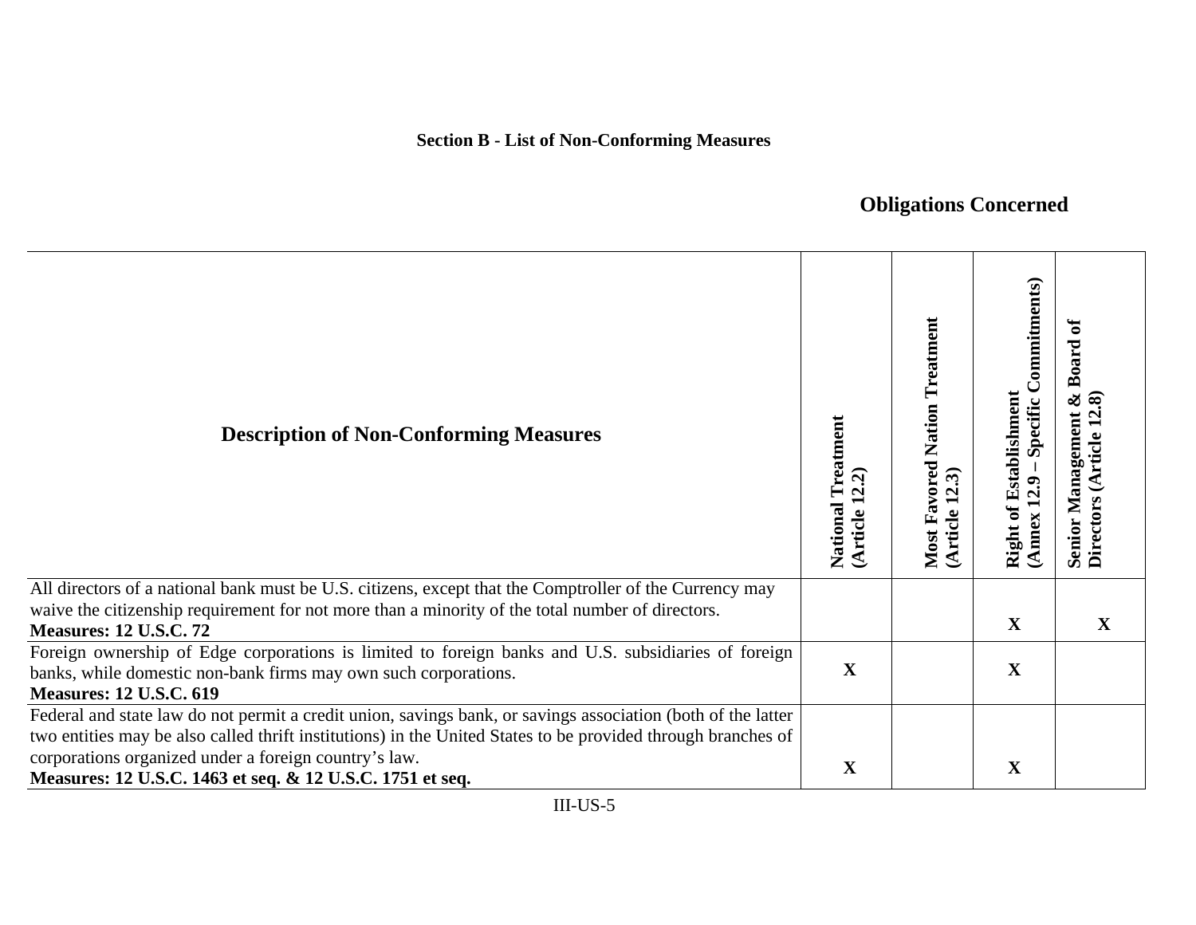**Section B - List of Non-Conforming Measures**

**Obligations Concerned**

| Description of Non-Conforming Measures | National Treatment (Article 12.2) | Most Favored Nation Treatment (Article 12.3) | Right of Establishment (Annex 12.9 – Specific Commitments) | Senior Management & Board of Directors (Article 12.8) |
|---|---|---|---|---|
| All directors of a national bank must be U.S. citizens, except that the Comptroller of the Currency may waive the citizenship requirement for not more than a minority of the total number of directors. **Measures: 12 U.S.C. 72** | | | X | X |
| Foreign ownership of Edge corporations is limited to foreign banks and U.S. subsidiaries of foreign banks, while domestic non-bank firms may own such corporations. **Measures: 12 U.S.C. 619** | X | | X | |
| Federal and state law do not permit a credit union, savings bank, or savings association (both of the latter two entities may be also called thrift institutions) in the United States to be provided through branches of corporations organized under a foreign country's law. **Measures: 12 U.S.C. 1463 et seq. & 12 U.S.C. 1751 et seq.** | X | | X | |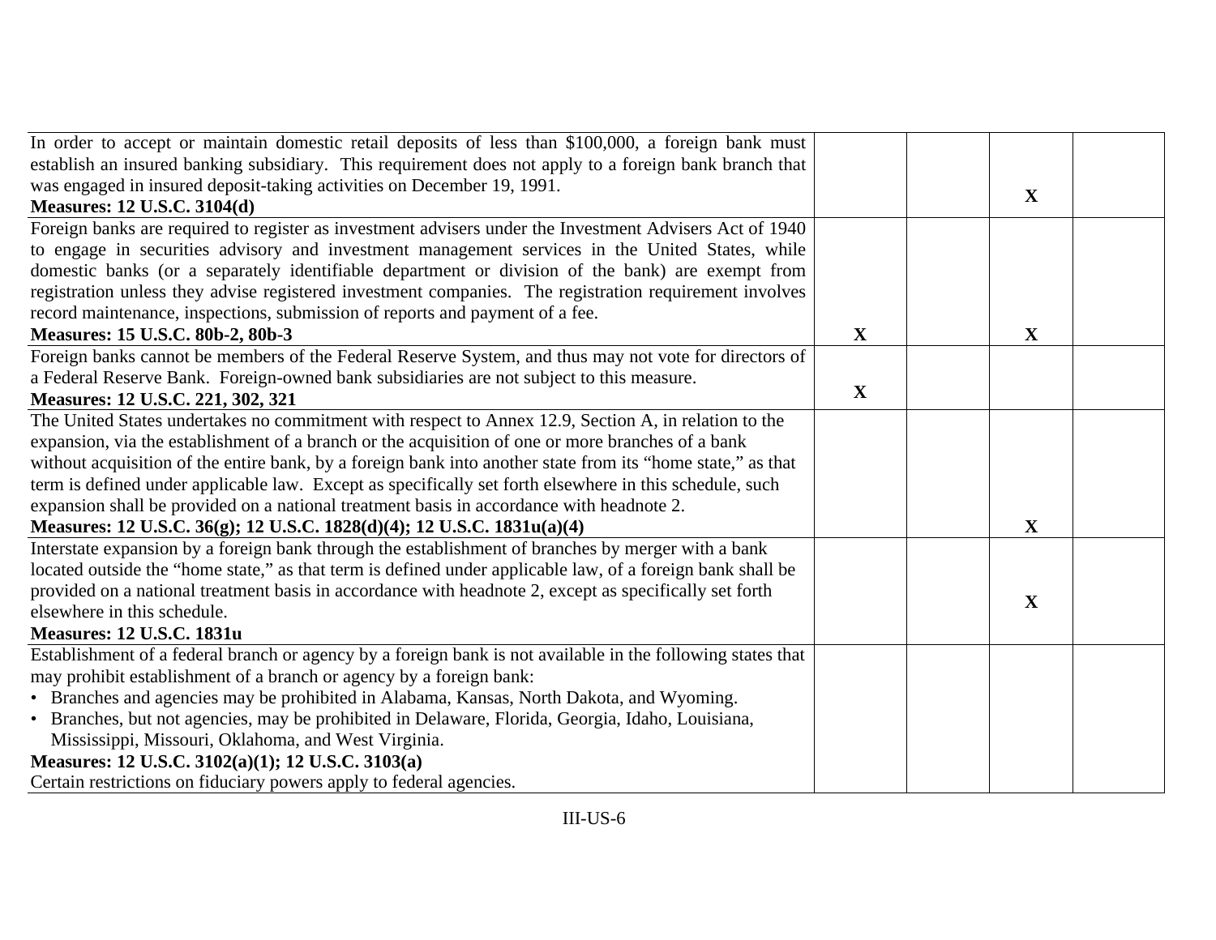| | | | | |
|---|---|---|---|---|
| In order to accept or maintain domestic retail deposits of less than $100,000, a foreign bank must establish an insured banking subsidiary. This requirement does not apply to a foreign bank branch that was engaged in insured deposit-taking activities on December 19, 1991.<br>**Measures: 12 U.S.C. 3104(d)** | | | **X** | |
| Foreign banks are required to register as investment advisers under the Investment Advisers Act of 1940 to engage in securities advisory and investment management services in the United States, while domestic banks (or a separately identifiable department or division of the bank) are exempt from registration unless they advise registered investment companies. The registration requirement involves record maintenance, inspections, submission of reports and payment of a fee.<br>**Measures: 15 U.S.C. 80b-2, 80b-3** | **X** | | **X** | |
| Foreign banks cannot be members of the Federal Reserve System, and thus may not vote for directors of a Federal Reserve Bank. Foreign-owned bank subsidiaries are not subject to this measure.<br>**Measures: 12 U.S.C. 221, 302, 321** | **X** | | | |
| The United States undertakes no commitment with respect to Annex 12.9, Section A, in relation to the expansion, via the establishment of a branch or the acquisition of one or more branches of a bank without acquisition of the entire bank, by a foreign bank into another state from its "home state," as that term is defined under applicable law. Except as specifically set forth elsewhere in this schedule, such expansion shall be provided on a national treatment basis in accordance with headnote 2.<br>**Measures: 12 U.S.C. 36(g); 12 U.S.C. 1828(d)(4); 12 U.S.C. 1831u(a)(4)** | | | **X** | |
| Interstate expansion by a foreign bank through the establishment of branches by merger with a bank located outside the "home state," as that term is defined under applicable law, of a foreign bank shall be provided on a national treatment basis in accordance with headnote 2, except as specifically set forth elsewhere in this schedule.<br>**Measures: 12 U.S.C. 1831u** | | | **X** | |
| Establishment of a federal branch or agency by a foreign bank is not available in the following states that may prohibit establishment of a branch or agency by a foreign bank:<br>• Branches and agencies may be prohibited in Alabama, Kansas, North Dakota, and Wyoming.<br>• Branches, but not agencies, may be prohibited in Delaware, Florida, Georgia, Idaho, Louisiana, Mississippi, Missouri, Oklahoma, and West Virginia.<br>**Measures: 12 U.S.C. 3102(a)(1); 12 U.S.C. 3103(a)**<br>Certain restrictions on fiduciary powers apply to federal agencies. | | | | |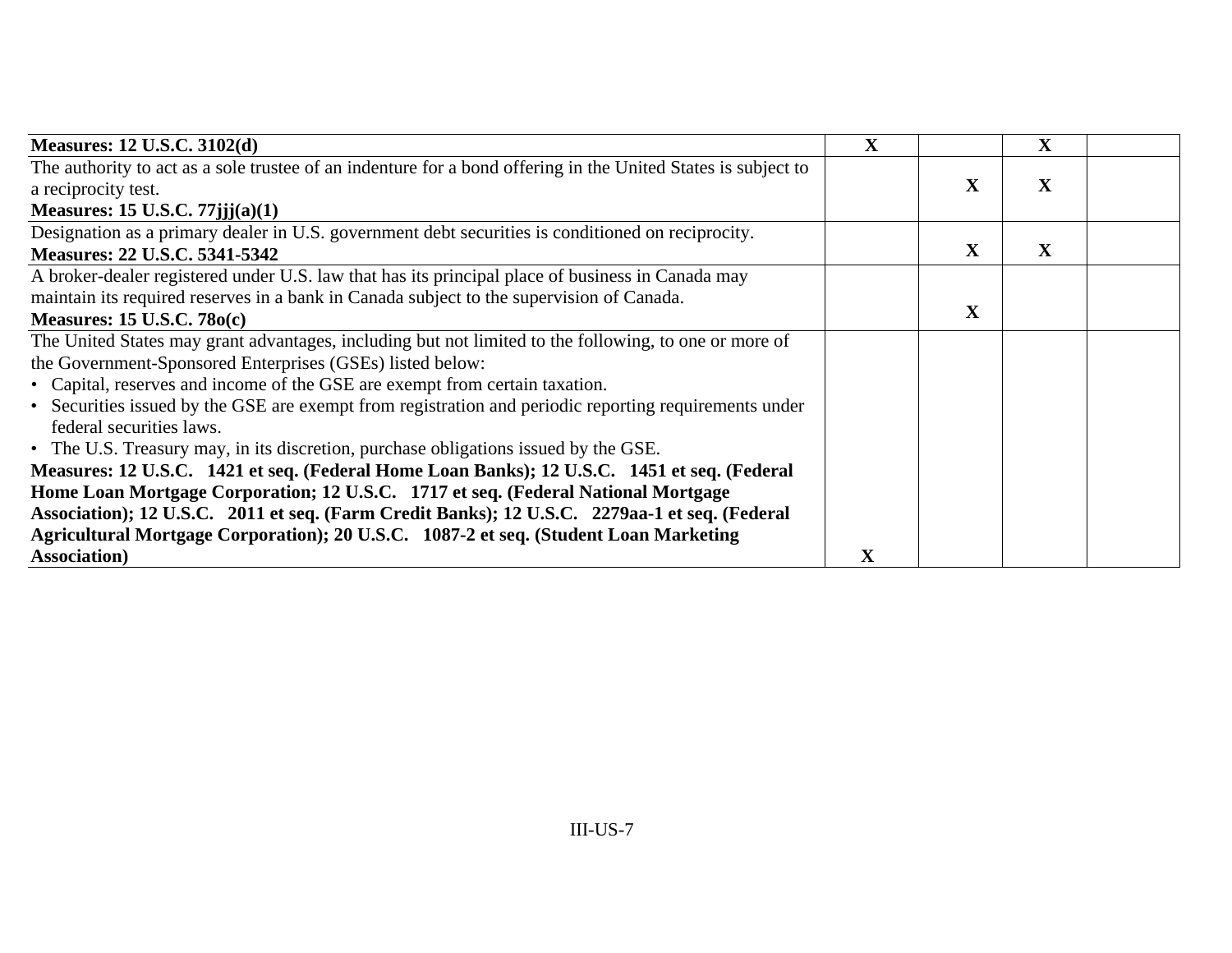| | | | | |
|---|---|---|---|---|
| **Measures: 12 U.S.C. 3102(d)** | **X** | | **X** | |
| The authority to act as a sole trustee of an indenture for a bond offering in the United States is subject to a reciprocity test.<br>**Measures: 15 U.S.C. 77jjj(a)(1)** | | **X** | **X** | |
| Designation as a primary dealer in U.S. government debt securities is conditioned on reciprocity.<br>**Measures: 22 U.S.C. 5341-5342** | | **X** | **X** | |
| A broker-dealer registered under U.S. law that has its principal place of business in Canada may maintain its required reserves in a bank in Canada subject to the supervision of Canada.<br>**Measures: 15 U.S.C. 78o(c)** | | **X** | | |
| The United States may grant advantages, including but not limited to the following, to one or more of the Government-Sponsored Enterprises (GSEs) listed below:<br>• Capital, reserves and income of the GSE are exempt from certain taxation.<br>• Securities issued by the GSE are exempt from registration and periodic reporting requirements under federal securities laws.<br>• The U.S. Treasury may, in its discretion, purchase obligations issued by the GSE.<br>**Measures: 12 U.S.C. 1421 et seq. (Federal Home Loan Banks); 12 U.S.C. 1451 et seq. (Federal Home Loan Mortgage Corporation; 12 U.S.C. 1717 et seq. (Federal National Mortgage Association); 12 U.S.C. 2011 et seq. (Farm Credit Banks); 12 U.S.C. 2279aa-1 et seq. (Federal Agricultural Mortgage Corporation); 20 U.S.C. 1087-2 et seq. (Student Loan Marketing Association)** | **X** | | | |